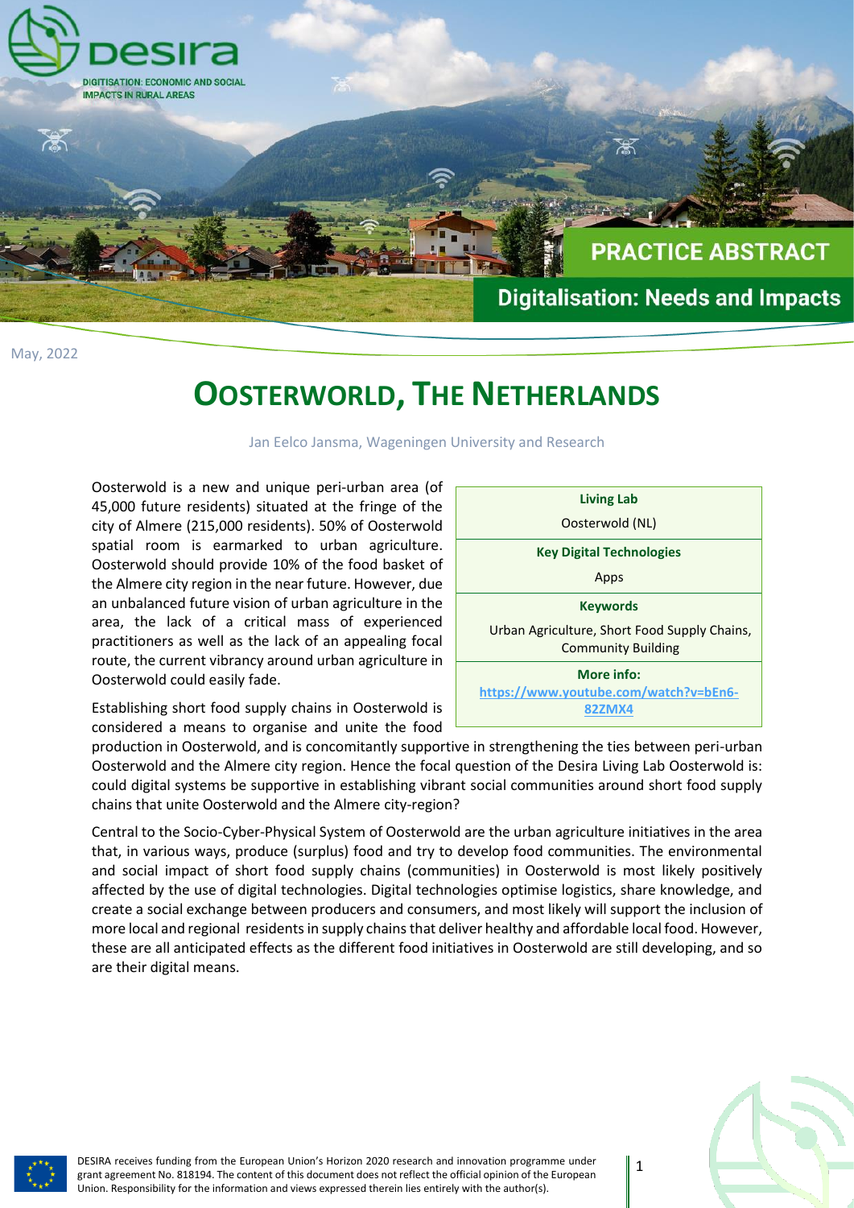desira

DIGITISATION: ECONOMIC AND SOCIAL IMPACTS IN RURAL AREAS

PRACTICE ABSTRACT

Digitalisation: Needs and Impacts

May, 2022

# OOSTERWORLD, THE NETHERLANDS

Jan Eelco Jansma, Wageningen University and Research

| Living Lab |
|---|
| Oosterwold (NL) |
| **Key Digital Technologies** |
| Apps |
| **Keywords** |
| Urban Agriculture, Short Food Supply Chains, Community Building |
| **More info:** |
| https://www.youtube.com/watch?v=bEn6-82ZMX4 |

Oosterwold is a new and unique peri-urban area (of 45,000 future residents) situated at the fringe of the city of Almere (215,000 residents). 50% of Oosterwold spatial room is earmarked to urban agriculture. Oosterwold should provide 10% of the food basket of the Almere city region in the near future. However, due an unbalanced future vision of urban agriculture in the area, the lack of a critical mass of experienced practitioners as well as the lack of an appealing focal route, the current vibrancy around urban agriculture in Oosterwold could easily fade.

Establishing short food supply chains in Oosterwold is considered a means to organise and unite the food production in Oosterwold, and is concomitantly supportive in strengthening the ties between peri-urban Oosterwold and the Almere city region. Hence the focal question of the Desira Living Lab Oosterwold is: could digital systems be supportive in establishing vibrant social communities around short food supply chains that unite Oosterwold and the Almere city-region?

Central to the Socio-Cyber-Physical System of Oosterwold are the urban agriculture initiatives in the area that, in various ways, produce (surplus) food and try to develop food communities. The environmental and social impact of short food supply chains (communities) in Oosterwold is most likely positively affected by the use of digital technologies. Digital technologies optimise logistics, share knowledge, and create a social exchange between producers and consumers, and most likely will support the inclusion of more local and regional residents in supply chains that deliver healthy and affordable local food. However, these are all anticipated effects as the different food initiatives in Oosterwold are still developing, and so are their digital means.

DESIRA receives funding from the European Union's Horizon 2020 research and innovation programme under grant agreement No. 818194. The content of this document does not reflect the official opinion of the European Union. Responsibility for the information and views expressed therein lies entirely with the author(s).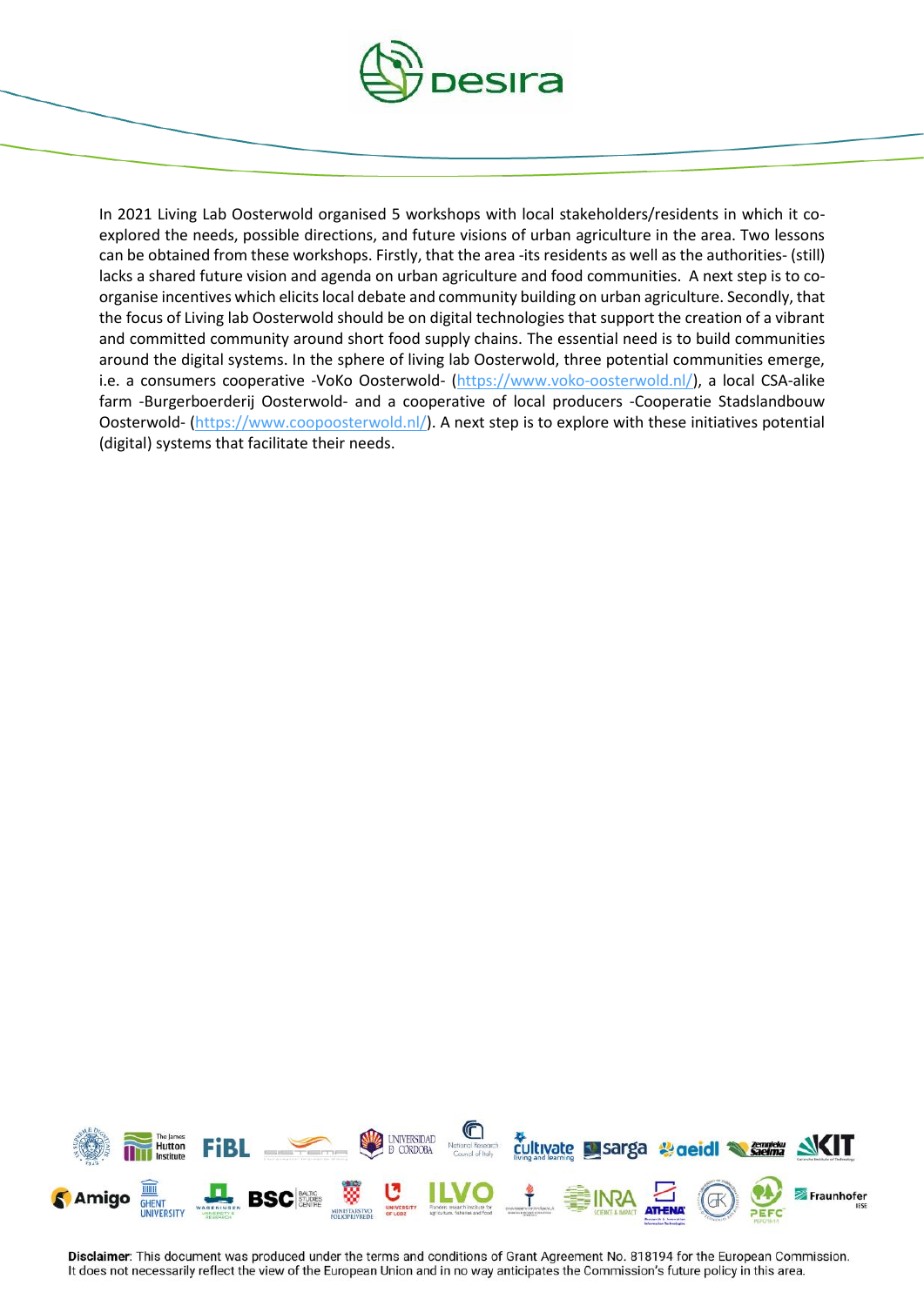In 2021 Living Lab Oosterwold organised 5 workshops with local stakeholders/residents in which it co-explored the needs, possible directions, and future visions of urban agriculture in the area. Two lessons can be obtained from these workshops. Firstly, that the area -its residents as well as the authorities- (still) lacks a shared future vision and agenda on urban agriculture and food communities. A next step is to co-organise incentives which elicits local debate and community building on urban agriculture. Secondly, that the focus of Living lab Oosterwold should be on digital technologies that support the creation of a vibrant and committed community around short food supply chains. The essential need is to build communities around the digital systems. In the sphere of living lab Oosterwold, three potential communities emerge, i.e. a consumers cooperative -VoKo Oosterwold- (https://www.voko-oosterwold.nl/), a local CSA-alike farm -Burgerboerderij Oosterwold- and a cooperative of local producers -Cooperatie Stadslandbouw Oosterwold- (https://www.coopoosterwold.nl/). A next step is to explore with these initiatives potential (digital) systems that facilitate their needs.

**Disclaimer**: This document was produced under the terms and conditions of Grant Agreement No. 818194 for the European Commission. It does not necessarily reflect the view of the European Union and in no way anticipates the Commission's future policy in this area.